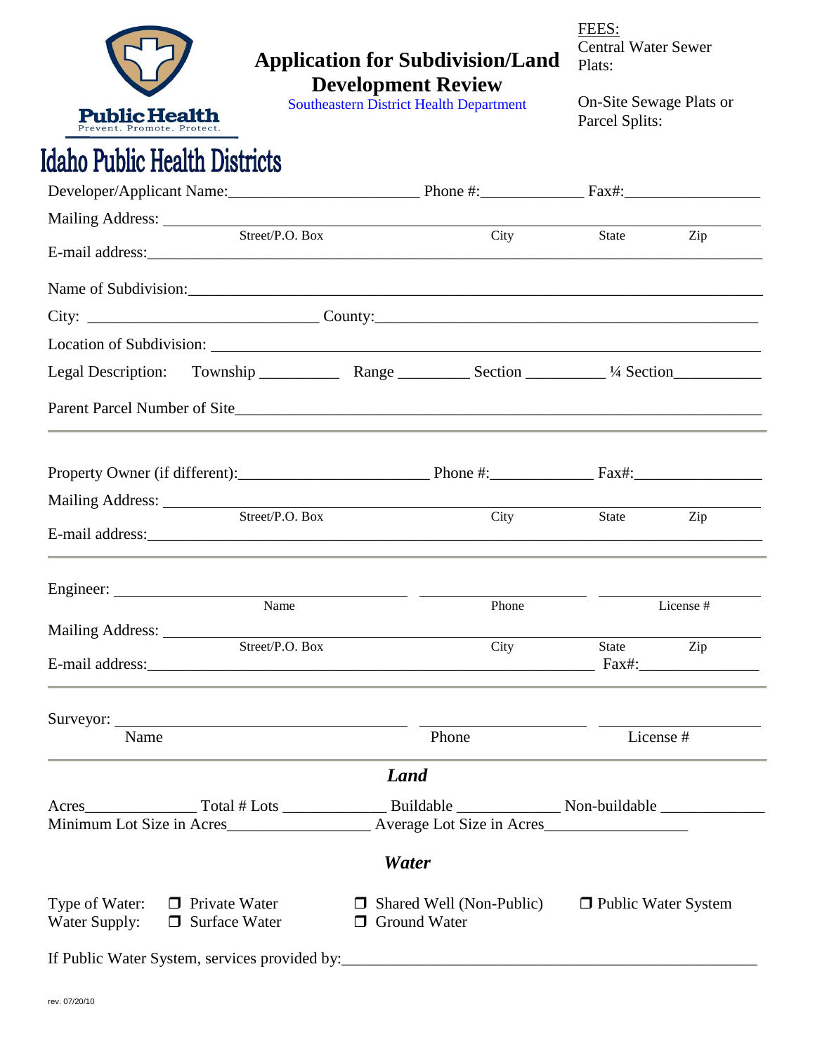Public Health
Prevent. Promote. Protect.

Idaho Public Health Districts

# Application for Subdivision/Land Development Review

Southeastern District Health Department

FEES:
Central Water Sewer Plats:

On-Site Sewage Plats or Parcel Splits:

Developer/Applicant Name:_______________________ Phone #:____________ Fax#:________________

Mailing Address: ______________________________________________________________
Street/P.O. Box City State Zip

E-mail address:______________________________________________________________

Name of Subdivision:______________________________________________________________

City: ____________________________ County:_____________________________________________

Location of Subdivision: ______________________________________________________________

Legal Description: Township __________ Range _________ Section __________ ¼ Section___________

Parent Parcel Number of Site______________________________________________________________

---

Property Owner (if different):_______________________ Phone #:____________ Fax#:________________

Mailing Address: ______________________________________________________________
Street/P.O. Box City State Zip

E-mail address:______________________________________________________________

---

Engineer: ____________________________________ ____________________ ____________________
Name Phone License #

Mailing Address: ______________________________________________________________
Street/P.O. Box City State Zip

E-mail address:_______________________________________________________ Fax#:_______________

---

Surveyor: ____________________________________ ____________________ ____________________
Name Phone License #

---

## *Land*

Acres______________ Total # Lots _____________ Buildable ____________ Non-buildable _____________

Minimum Lot Size in Acres_________________ Average Lot Size in Acres_________________

## *Water*

Type of Water: ❒ Private Water ❒ Shared Well (Non-Public) ❒ Public Water System

Water Supply: ❒ Surface Water ❒ Ground Water

If Public Water System, services provided by:_____________________________________________________

rev. 07/20/10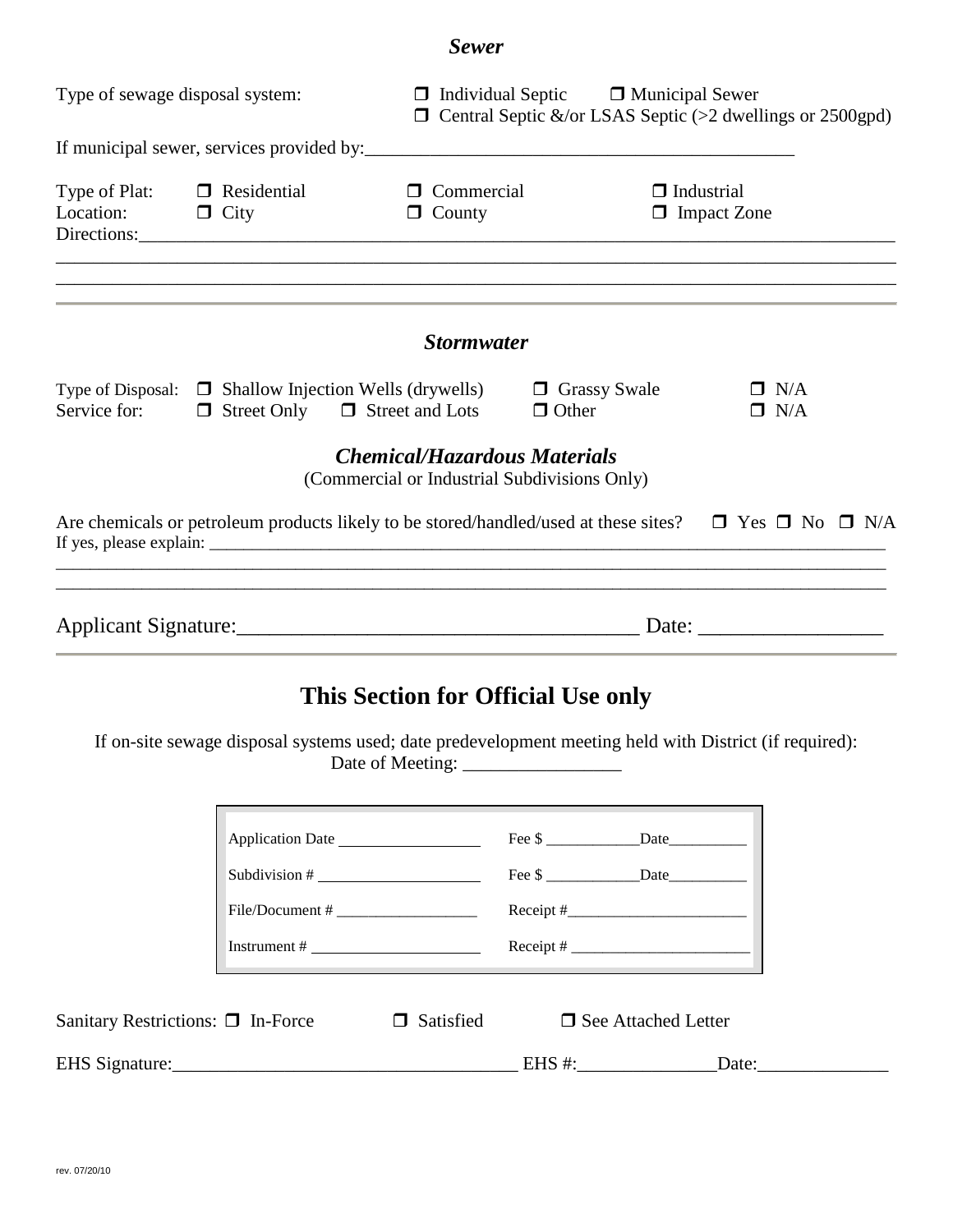## *Sewer*

Type of sewage disposal system: ☐ Individual Septic ☐ Municipal Sewer
☐ Central Septic &/or LSAS Septic (>2 dwellings or 2500gpd)

If municipal sewer, services provided by:_______________________________________________

Type of Plat: ☐ Residential ☐ Commercial ☐ Industrial
Location: ☐ City ☐ County ☐ Impact Zone
Directions:_______________________________________________________________________________
_______________________________________________________________________________
_______________________________________________________________________________

## *Stormwater*

Type of Disposal: ☐ Shallow Injection Wells (drywells) ☐ Grassy Swale ☐ N/A
Service for: ☐ Street Only ☐ Street and Lots ☐ Other ☐ N/A

## *Chemical/Hazardous Materials*

(Commercial or Industrial Subdivisions Only)

Are chemicals or petroleum products likely to be stored/handled/used at these sites? ☐ Yes ☐ No ☐ N/A
If yes, please explain: _______________________________________________________________________________
_______________________________________________________________________________
_______________________________________________________________________________

Applicant Signature:_____________________________________ Date: _________________

## This Section for Official Use only

If on-site sewage disposal systems used; date predevelopment meeting held with District (if required):
Date of Meeting: _________________

| | |
|---|---|
| Application Date __________________ | Fee $ ____________Date__________ |
| Subdivision # _____________________ | Fee $ ____________Date__________ |
| File/Document # __________________ | Receipt #_______________________ |
| Instrument # ______________________ | Receipt # _______________________ |

Sanitary Restrictions: ☐ In-Force ☐ Satisfied ☐ See Attached Letter

EHS Signature:_____________________________________ EHS #:_______________Date:______________

rev. 07/20/10